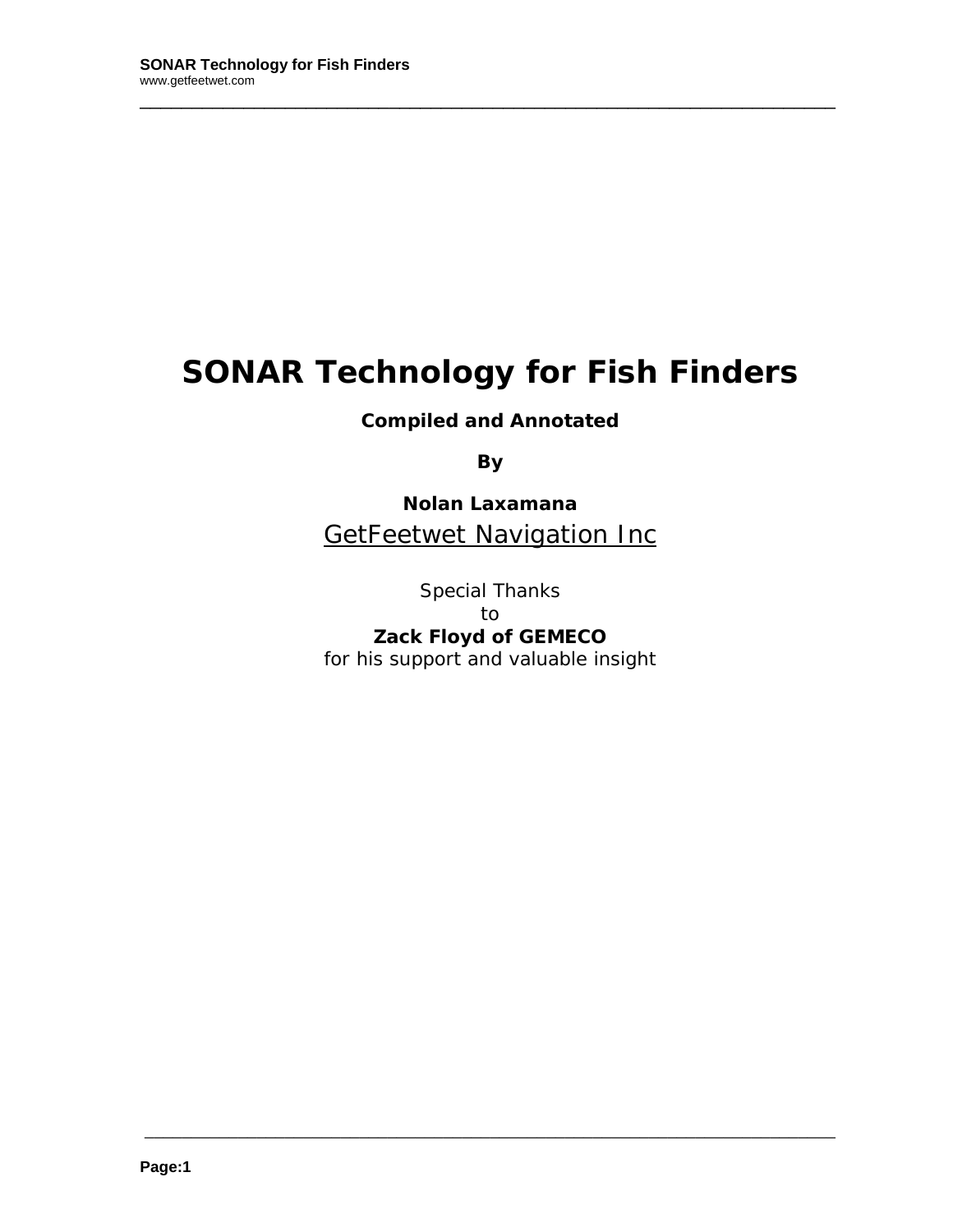# SONAR Technology for Fish Finders

**Compiled and Annotated**

**By**

**Nolan Laxamana**

GetFeetwet Navigation Inc

Special Thanks
to
**Zack Floyd of GEMECO**
for his support and valuable insight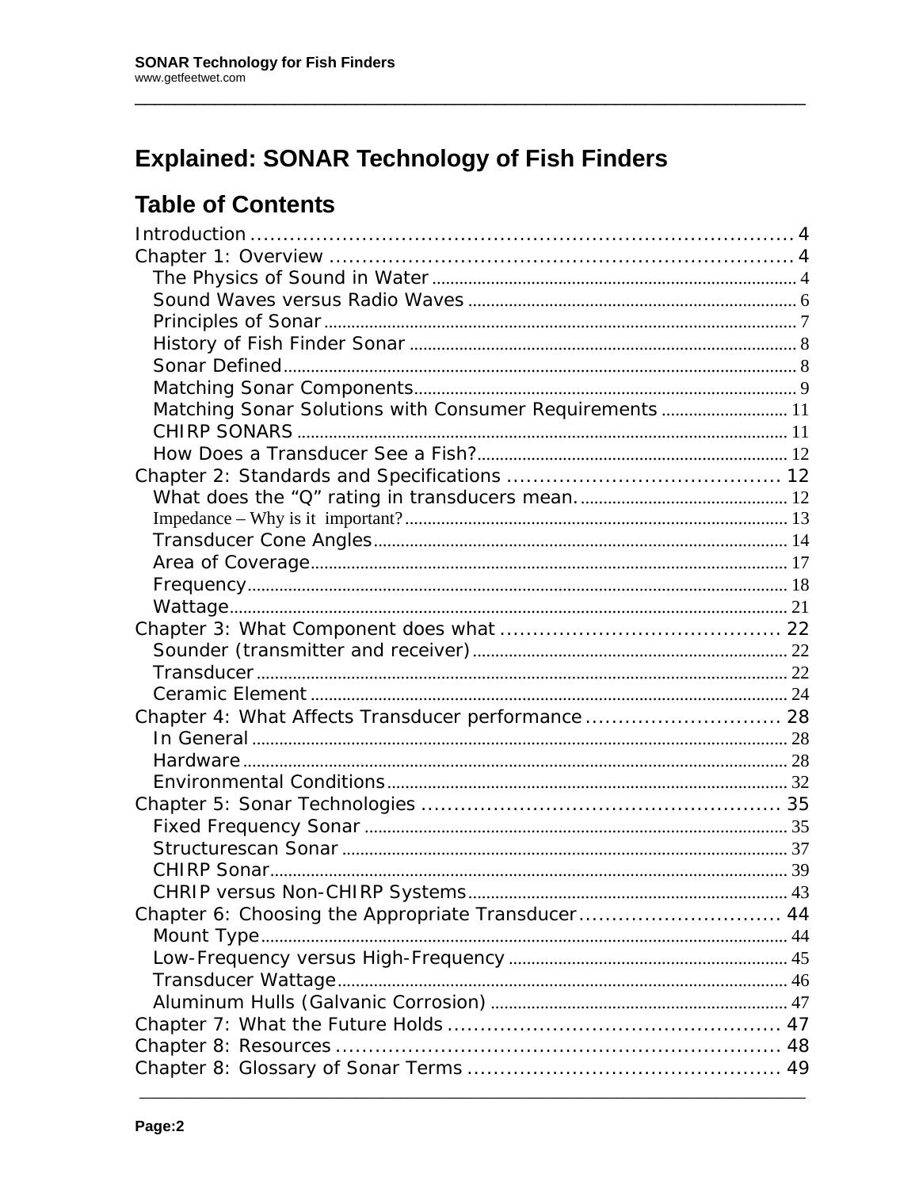# Explained: SONAR Technology of Fish Finders

## Table of Contents

Introduction .......... 4
Chapter 1: Overview .......... 4
- The Physics of Sound in Water .......... 4
- Sound Waves versus Radio Waves .......... 6
- Principles of Sonar .......... 7
- History of Fish Finder Sonar .......... 8
- Sonar Defined .......... 8
- Matching Sonar Components .......... 9
- Matching Sonar Solutions with Consumer Requirements .......... 11
- CHIRP SONARS .......... 11
- How Does a Transducer See a Fish? .......... 12

Chapter 2: Standards and Specifications .......... 12
- What does the “Q” rating in transducers mean. .......... 12
- Impedance – Why is it important? .......... 13
- Transducer Cone Angles .......... 14
- Area of Coverage .......... 17
- Frequency .......... 18
- Wattage .......... 21

Chapter 3: What Component does what .......... 22
- Sounder (transmitter and receiver) .......... 22
- Transducer .......... 22
- Ceramic Element .......... 24

Chapter 4: What Affects Transducer performance .......... 28
- In General .......... 28
- Hardware .......... 28
- Environmental Conditions .......... 32

Chapter 5: Sonar Technologies .......... 35
- Fixed Frequency Sonar .......... 35
- Structurescan Sonar .......... 37
- CHIRP Sonar .......... 39
- CHRIP versus Non-CHIRP Systems .......... 43

Chapter 6: Choosing the Appropriate Transducer .......... 44
- Mount Type .......... 44
- Low-Frequency versus High-Frequency .......... 45
- Transducer Wattage .......... 46
- Aluminum Hulls (Galvanic Corrosion) .......... 47

Chapter 7: What the Future Holds .......... 47
Chapter 8: Resources .......... 48
Chapter 8: Glossary of Sonar Terms .......... 49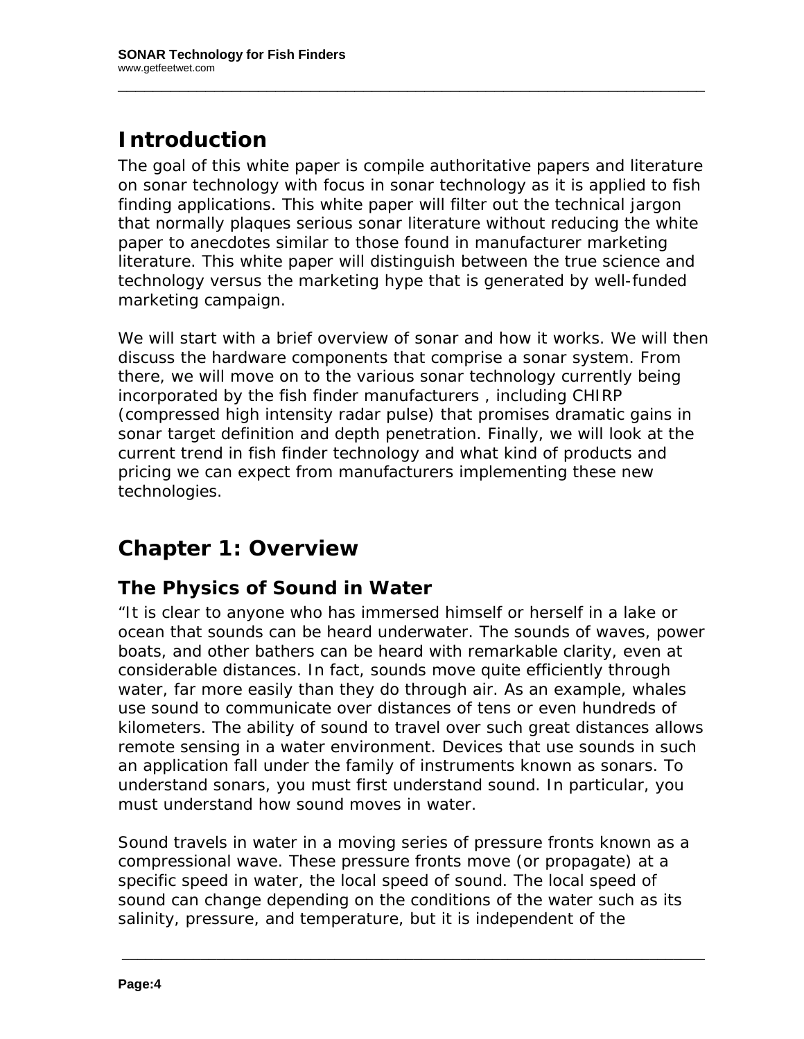# Introduction

The goal of this white paper is compile authoritative papers and literature on sonar technology with focus in sonar technology as it is applied to fish finding applications. This white paper will filter out the technical jargon that normally plaques serious sonar literature without reducing the white paper to anecdotes similar to those found in manufacturer marketing literature. This white paper will distinguish between the true science and technology versus the marketing hype that is generated by well-funded marketing campaign.

We will start with a brief overview of sonar and how it works. We will then discuss the hardware components that comprise a sonar system. From there, we will move on to the various sonar technology currently being incorporated by the fish finder manufacturers , including CHIRP (compressed high intensity radar pulse) that promises dramatic gains in sonar target definition and depth penetration. Finally, we will look at the current trend in fish finder technology and what kind of products and pricing we can expect from manufacturers implementing these new technologies.

# Chapter 1: Overview

## The Physics of Sound in Water

"It is clear to anyone who has immersed himself or herself in a lake or ocean that sounds can be heard underwater. The sounds of waves, power boats, and other bathers can be heard with remarkable clarity, even at considerable distances. In fact, sounds move quite efficiently through water, far more easily than they do through air. As an example, whales use sound to communicate over distances of tens or even hundreds of kilometers. The ability of sound to travel over such great distances allows remote sensing in a water environment. Devices that use sounds in such an application fall under the family of instruments known as sonars. To understand sonars, you must first understand sound. In particular, you must understand how sound moves in water.

Sound travels in water in a moving series of pressure fronts known as a compressional wave. These pressure fronts move (or propagate) at a specific speed in water, the local speed of sound. The local speed of sound can change depending on the conditions of the water such as its salinity, pressure, and temperature, but it is independent of the